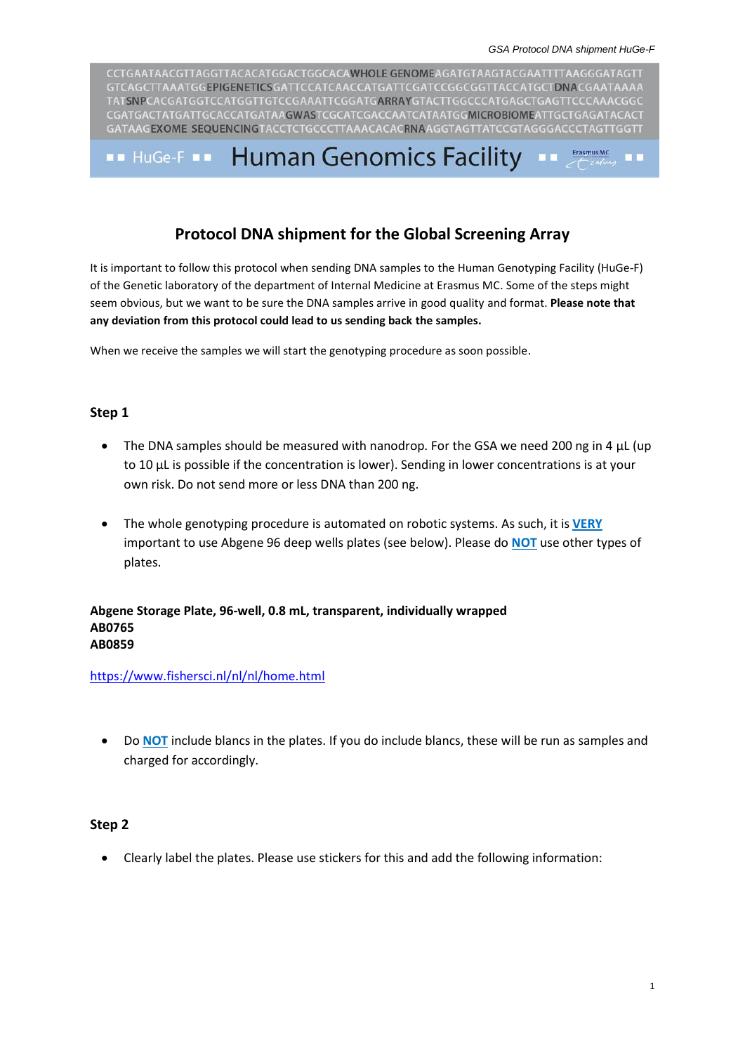## Protocol DNA shipment for the Global Screening Array

It is important to follow this protocol when sending DNA samples to the Human Genotyping Facility (HuGe-F) of the Genetic laboratory of the department of Internal Medicine at Erasmus MC. Some of the steps might seem obvious, but we want to be sure the DNA samples arrive in good quality and format. **Please note that any deviation from this protocol could lead to us sending back the samples.**

When we receive the samples we will start the genotyping procedure as soon possible.

### Step 1

- The DNA samples should be measured with nanodrop. For the GSA we need 200 ng in 4 µL (up to 10 µL is possible if the concentration is lower). Sending in lower concentrations is at your own risk. Do not send more or less DNA than 200 ng.

- The whole genotyping procedure is automated on robotic systems. As such, it is **VERY** important to use Abgene 96 deep wells plates (see below). Please do **NOT** use other types of plates.

**Abgene Storage Plate, 96-well, 0.8 mL, transparent, individually wrapped**
**AB0765**
**AB0859**

https://www.fishersci.nl/nl/nl/home.html

- Do **NOT** include blancs in the plates. If you do include blancs, these will be run as samples and charged for accordingly.

### Step 2

- Clearly label the plates. Please use stickers for this and add the following information: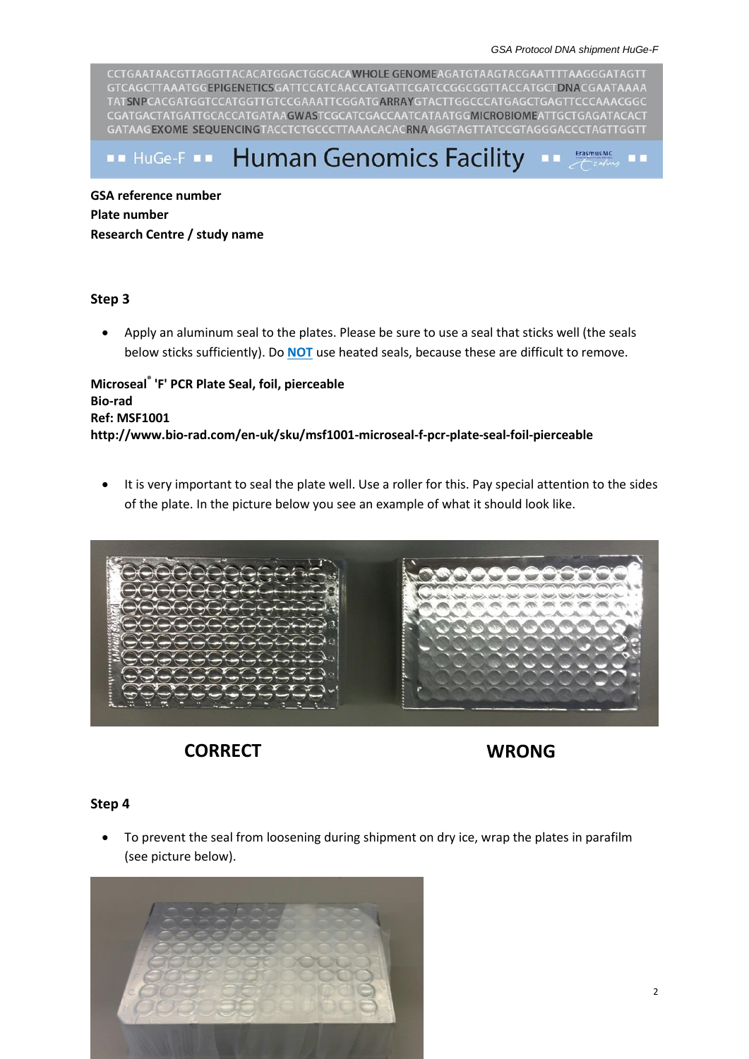**GSA reference number**
**Plate number**
**Research Centre / study name**

**Step 3**

- Apply an aluminum seal to the plates. Please be sure to use a seal that sticks well (the seals below sticks sufficiently). Do **NOT** use heated seals, because these are difficult to remove.

**Microseal® 'F' PCR Plate Seal, foil, pierceable**
**Bio-rad**
**Ref: MSF1001**
**http://www.bio-rad.com/en-uk/sku/msf1001-microseal-f-pcr-plate-seal-foil-pierceable**

- It is very important to seal the plate well. Use a roller for this. Pay special attention to the sides of the plate. In the picture below you see an example of what it should look like.

**CORRECT** **WRONG**

**Step 4**

- To prevent the seal from loosening during shipment on dry ice, wrap the plates in parafilm (see picture below).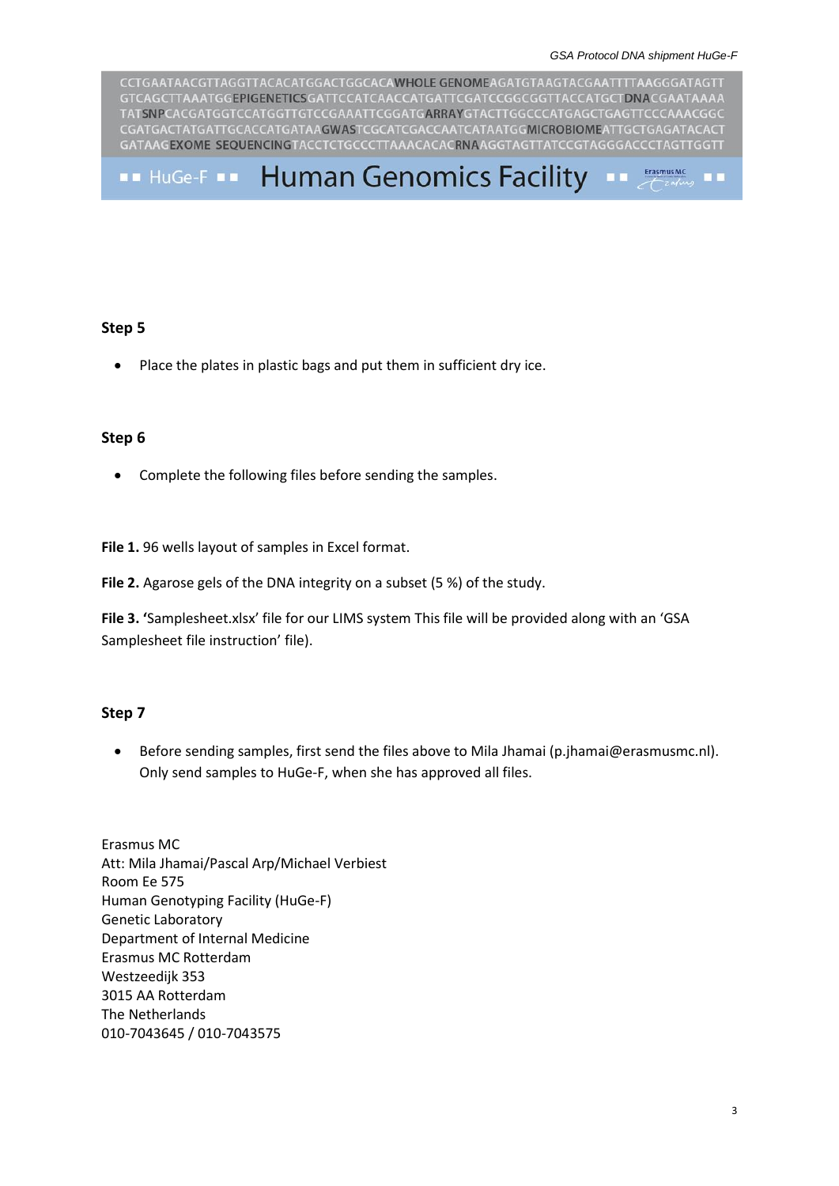## Step 5

- Place the plates in plastic bags and put them in sufficient dry ice.

## Step 6

- Complete the following files before sending the samples.

**File 1.** 96 wells layout of samples in Excel format.

**File 2.** Agarose gels of the DNA integrity on a subset (5 %) of the study.

**File 3. '**Samplesheet.xlsx' file for our LIMS system This file will be provided along with an 'GSA Samplesheet file instruction' file).

## Step 7

- Before sending samples, first send the files above to Mila Jhamai (p.jhamai@erasmusmc.nl). Only send samples to HuGe-F, when she has approved all files.

Erasmus MC
Att: Mila Jhamai/Pascal Arp/Michael Verbiest
Room Ee 575
Human Genotyping Facility (HuGe-F)
Genetic Laboratory
Department of Internal Medicine
Erasmus MC Rotterdam
Westzeedijk 353
3015 AA Rotterdam
The Netherlands
010-7043645 / 010-7043575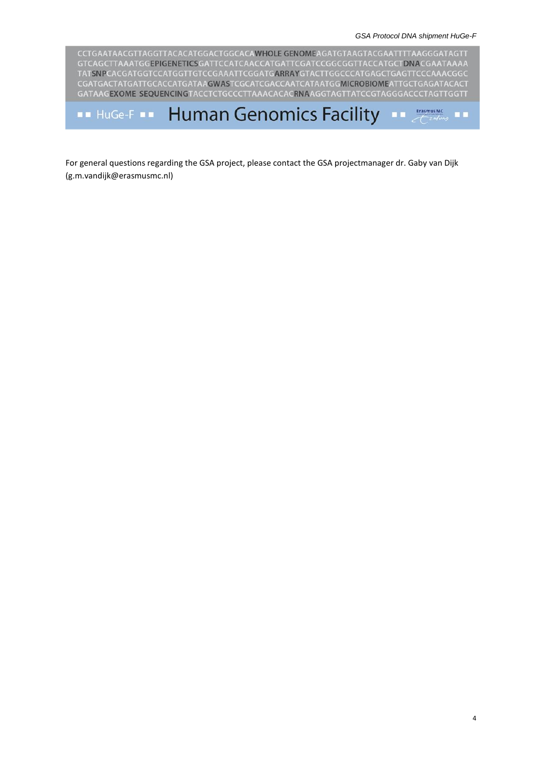For general questions regarding the GSA project, please contact the GSA projectmanager dr. Gaby van Dijk (g.m.vandijk@erasmusmc.nl)